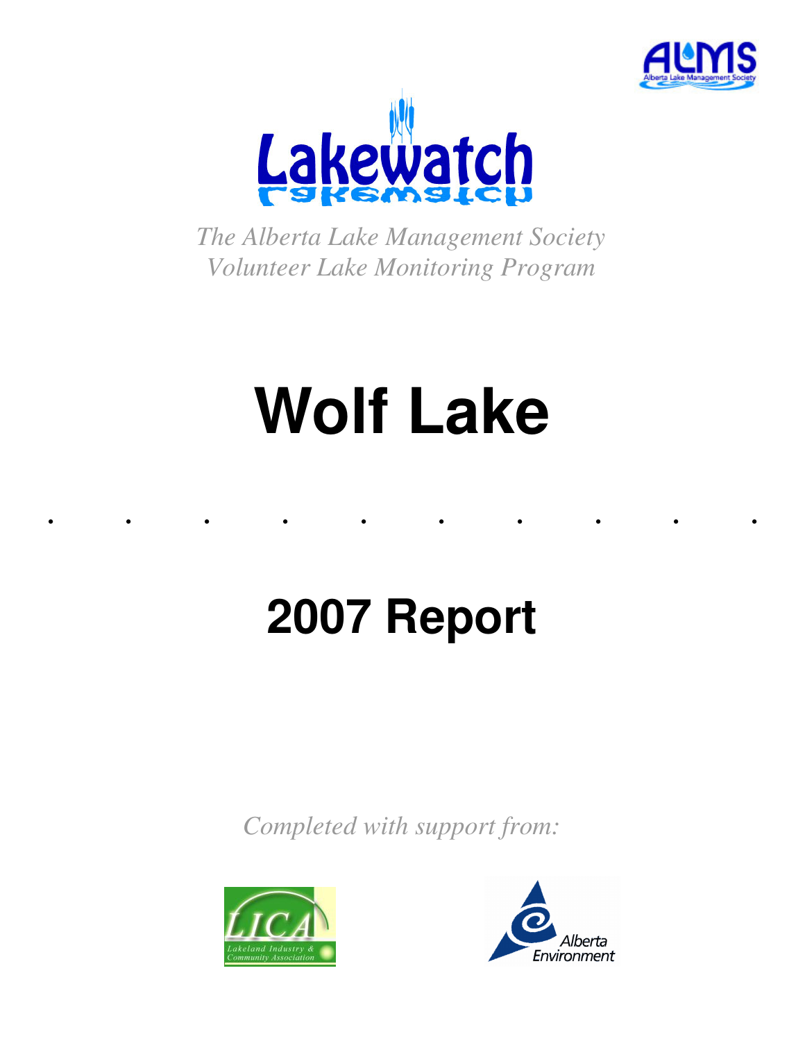Lakewatch

*The Alberta Lake Management Society Volunteer Lake Monitoring Program*

# Wolf Lake

## 2007 Report

*Completed with support from:*

LICA — Lakeland Industry & Community Association

Alberta Environment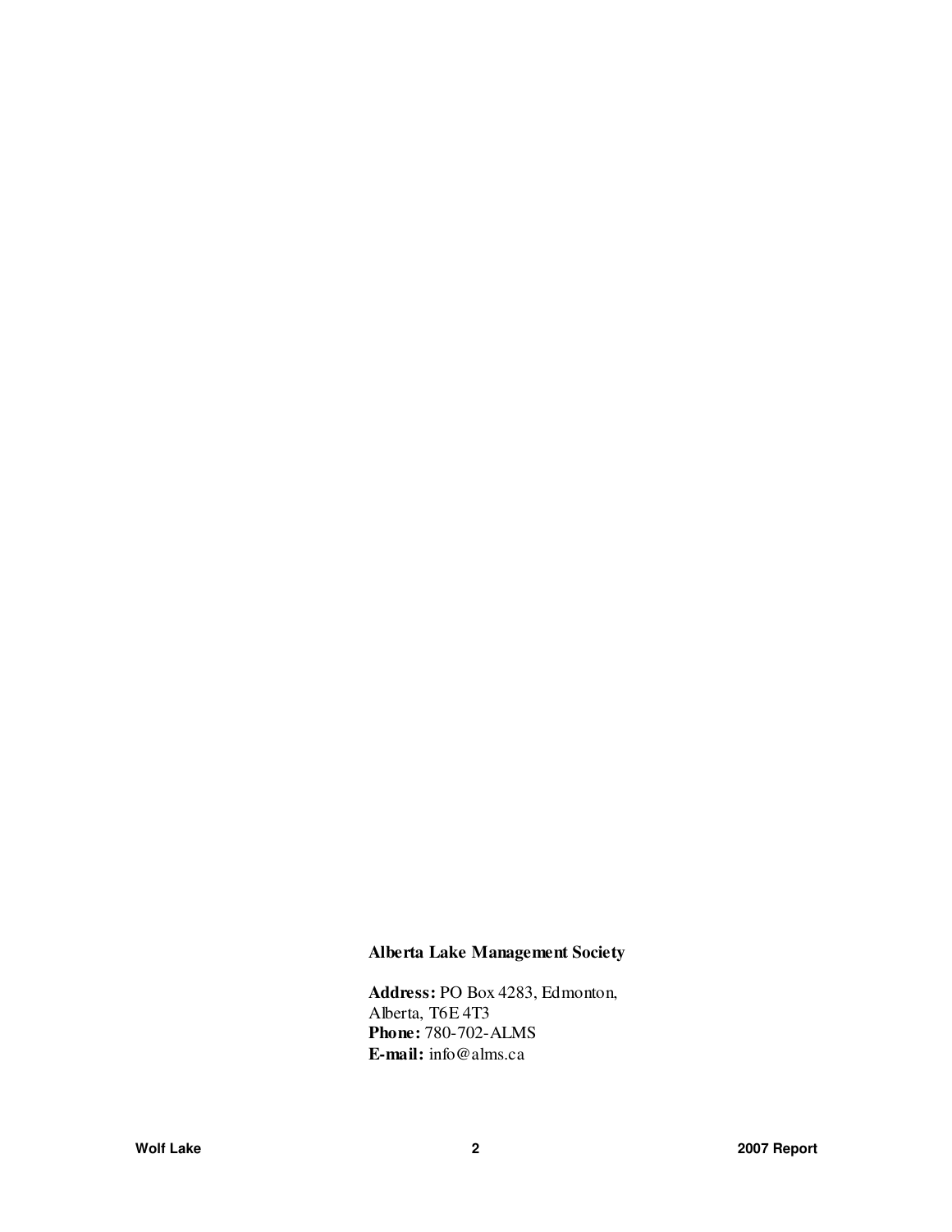**Alberta Lake Management Society**

**Address:** PO Box 4283, Edmonton, Alberta, T6E 4T3
**Phone:** 780-702-ALMS
**E-mail:** info@alms.ca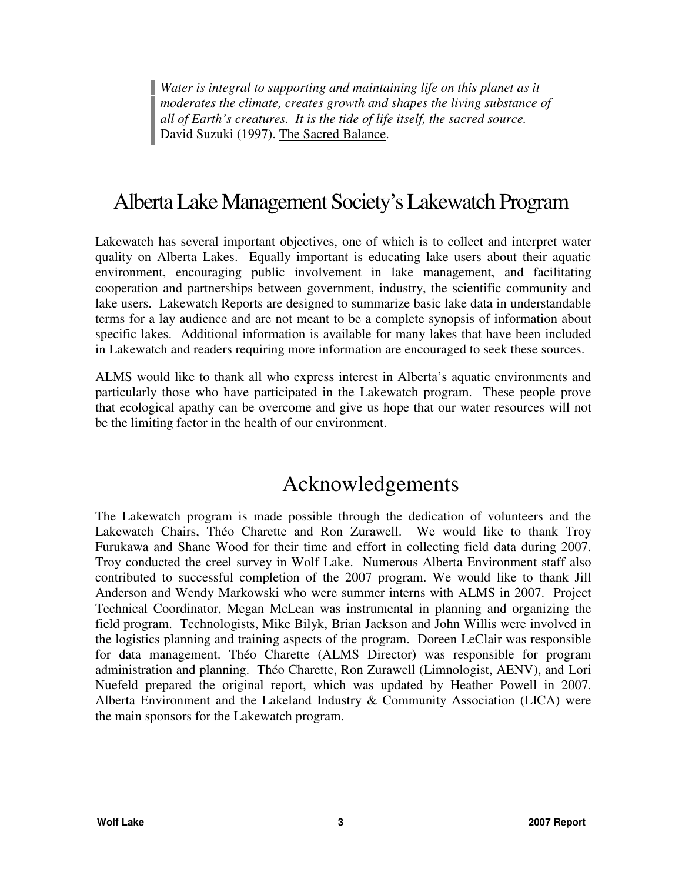> *Water is integral to supporting and maintaining life on this planet as it moderates the climate, creates growth and shapes the living substance of all of Earth's creatures. It is the tide of life itself, the sacred source.*
> David Suzuki (1997). The Sacred Balance.

# Alberta Lake Management Society's Lakewatch Program

Lakewatch has several important objectives, one of which is to collect and interpret water quality on Alberta Lakes. Equally important is educating lake users about their aquatic environment, encouraging public involvement in lake management, and facilitating cooperation and partnerships between government, industry, the scientific community and lake users. Lakewatch Reports are designed to summarize basic lake data in understandable terms for a lay audience and are not meant to be a complete synopsis of information about specific lakes. Additional information is available for many lakes that have been included in Lakewatch and readers requiring more information are encouraged to seek these sources.

ALMS would like to thank all who express interest in Alberta's aquatic environments and particularly those who have participated in the Lakewatch program. These people prove that ecological apathy can be overcome and give us hope that our water resources will not be the limiting factor in the health of our environment.

# Acknowledgements

The Lakewatch program is made possible through the dedication of volunteers and the Lakewatch Chairs, Théo Charette and Ron Zurawell. We would like to thank Troy Furukawa and Shane Wood for their time and effort in collecting field data during 2007. Troy conducted the creel survey in Wolf Lake. Numerous Alberta Environment staff also contributed to successful completion of the 2007 program. We would like to thank Jill Anderson and Wendy Markowski who were summer interns with ALMS in 2007. Project Technical Coordinator, Megan McLean was instrumental in planning and organizing the field program. Technologists, Mike Bilyk, Brian Jackson and John Willis were involved in the logistics planning and training aspects of the program. Doreen LeClair was responsible for data management. Théo Charette (ALMS Director) was responsible for program administration and planning. Théo Charette, Ron Zurawell (Limnologist, AENV), and Lori Nuefeld prepared the original report, which was updated by Heather Powell in 2007. Alberta Environment and the Lakeland Industry & Community Association (LICA) were the main sponsors for the Lakewatch program.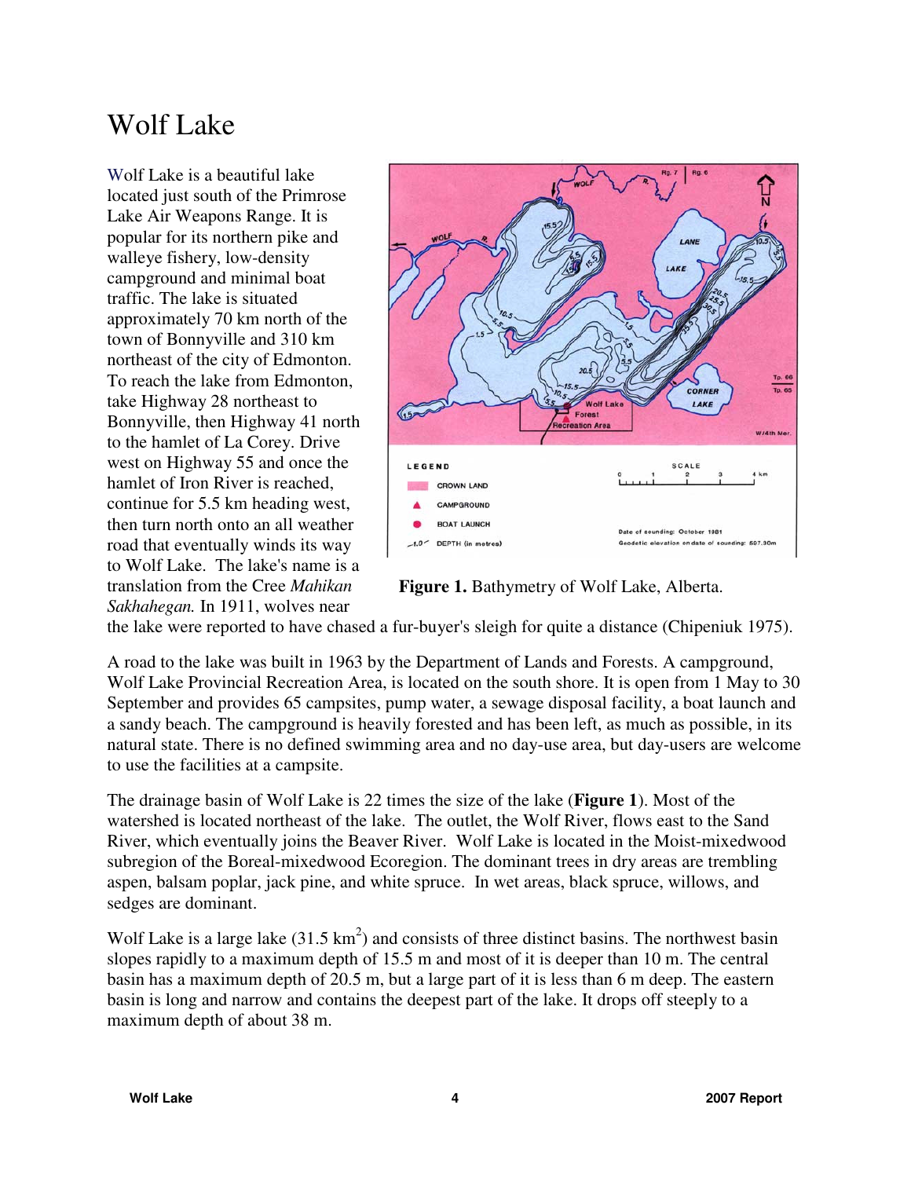# Wolf Lake

Wolf Lake is a beautiful lake located just south of the Primrose Lake Air Weapons Range. It is popular for its northern pike and walleye fishery, low-density campground and minimal boat traffic. The lake is situated approximately 70 km north of the town of Bonnyville and 310 km northeast of the city of Edmonton. To reach the lake from Edmonton, take Highway 28 northeast to Bonnyville, then Highway 41 north to the hamlet of La Corey. Drive west on Highway 55 and once the hamlet of Iron River is reached, continue for 5.5 km heading west, then turn north onto an all weather road that eventually winds its way to Wolf Lake. The lake's name is a translation from the Cree *Mahikan Sakhahegan.* In 1911, wolves near the lake were reported to have chased a fur-buyer's sleigh for quite a distance (Chipeniuk 1975).

**Figure 1.** Bathymetry of Wolf Lake, Alberta.

A road to the lake was built in 1963 by the Department of Lands and Forests. A campground, Wolf Lake Provincial Recreation Area, is located on the south shore. It is open from 1 May to 30 September and provides 65 campsites, pump water, a sewage disposal facility, a boat launch and a sandy beach. The campground is heavily forested and has been left, as much as possible, in its natural state. There is no defined swimming area and no day-use area, but day-users are welcome to use the facilities at a campsite.

The drainage basin of Wolf Lake is 22 times the size of the lake (**Figure 1**). Most of the watershed is located northeast of the lake. The outlet, the Wolf River, flows east to the Sand River, which eventually joins the Beaver River. Wolf Lake is located in the Moist-mixedwood subregion of the Boreal-mixedwood Ecoregion. The dominant trees in dry areas are trembling aspen, balsam poplar, jack pine, and white spruce. In wet areas, black spruce, willows, and sedges are dominant.

Wolf Lake is a large lake (31.5 km$^2$) and consists of three distinct basins. The northwest basin slopes rapidly to a maximum depth of 15.5 m and most of it is deeper than 10 m. The central basin has a maximum depth of 20.5 m, but a large part of it is less than 6 m deep. The eastern basin is long and narrow and contains the deepest part of the lake. It drops off steeply to a maximum depth of about 38 m.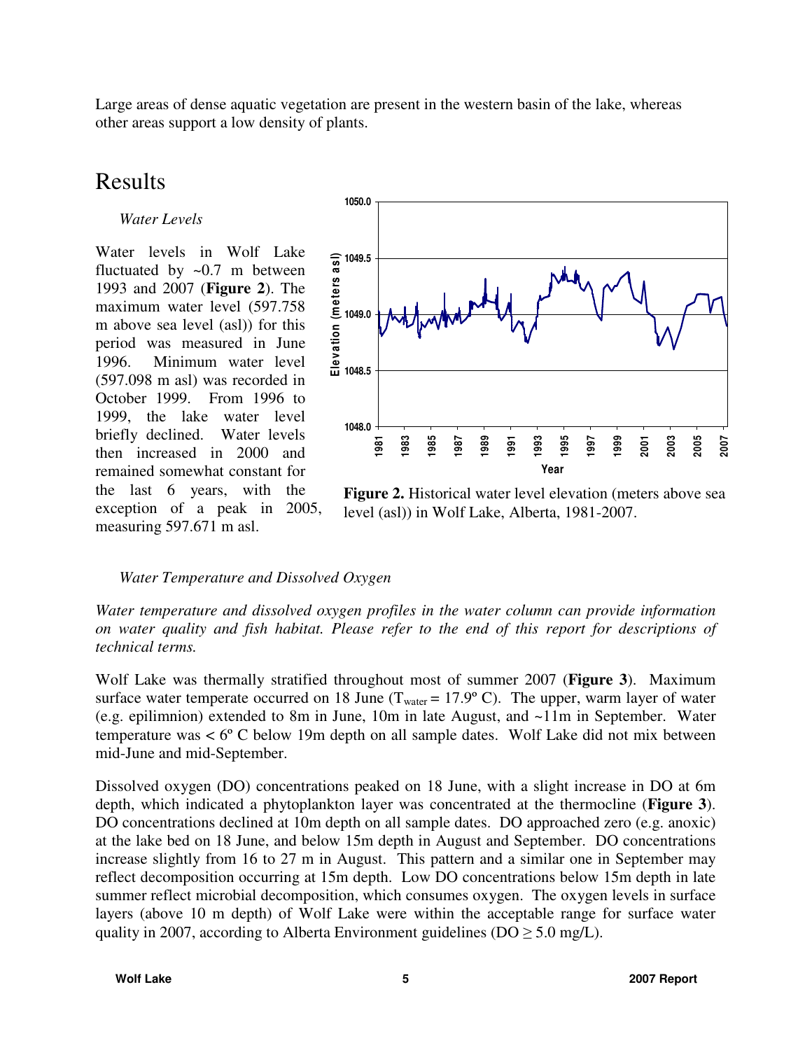Large areas of dense aquatic vegetation are present in the western basin of the lake, whereas other areas support a low density of plants.

# Results

*Water Levels*

Water levels in Wolf Lake fluctuated by ~0.7 m between 1993 and 2007 (**Figure 2**). The maximum water level (597.758 m above sea level (asl)) for this period was measured in June 1996. Minimum water level (597.098 m asl) was recorded in October 1999. From 1996 to 1999, the lake water level briefly declined. Water levels then increased in 2000 and remained somewhat constant for the last 6 years, with the exception of a peak in 2005, measuring 597.671 m asl.

**Figure 2.** Historical water level elevation (meters above sea level (asl)) in Wolf Lake, Alberta, 1981-2007.

*Water Temperature and Dissolved Oxygen*

*Water temperature and dissolved oxygen profiles in the water column can provide information on water quality and fish habitat. Please refer to the end of this report for descriptions of technical terms.*

Wolf Lake was thermally stratified throughout most of summer 2007 (**Figure 3**). Maximum surface water temperate occurred on 18 June ($T_{water}$ = 17.9º C). The upper, warm layer of water (e.g. epilimnion) extended to 8m in June, 10m in late August, and ~11m in September. Water temperature was < 6º C below 19m depth on all sample dates. Wolf Lake did not mix between mid-June and mid-September.

Dissolved oxygen (DO) concentrations peaked on 18 June, with a slight increase in DO at 6m depth, which indicated a phytoplankton layer was concentrated at the thermocline (**Figure 3**). DO concentrations declined at 10m depth on all sample dates. DO approached zero (e.g. anoxic) at the lake bed on 18 June, and below 15m depth in August and September. DO concentrations increase slightly from 16 to 27 m in August. This pattern and a similar one in September may reflect decomposition occurring at 15m depth. Low DO concentrations below 15m depth in late summer reflect microbial decomposition, which consumes oxygen. The oxygen levels in surface layers (above 10 m depth) of Wolf Lake were within the acceptable range for surface water quality in 2007, according to Alberta Environment guidelines (DO ≥ 5.0 mg/L).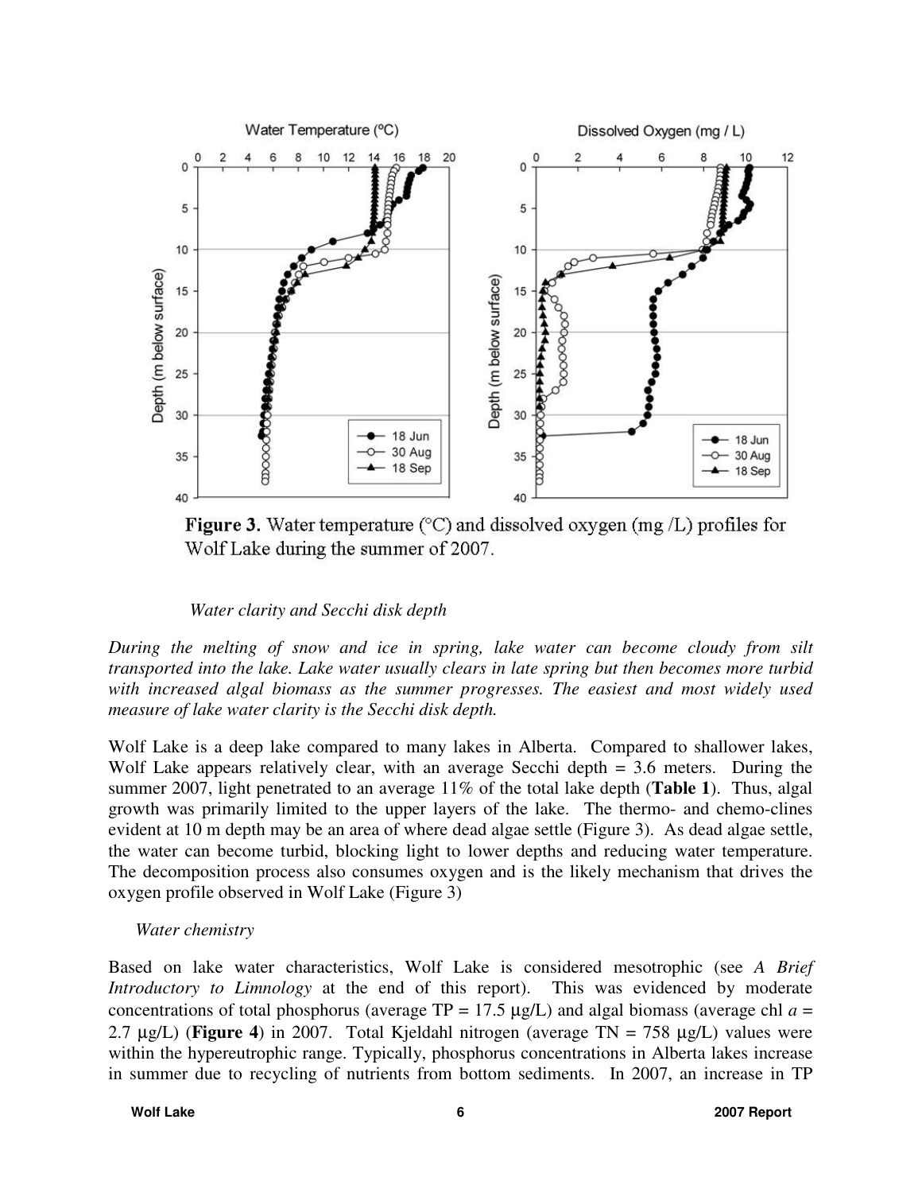Figure 3. Water temperature (°C) and dissolved oxygen (mg /L) profiles for Wolf Lake during the summer of 2007.

### *Water clarity and Secchi disk depth*

*During the melting of snow and ice in spring, lake water can become cloudy from silt transported into the lake. Lake water usually clears in late spring but then becomes more turbid with increased algal biomass as the summer progresses. The easiest and most widely used measure of lake water clarity is the Secchi disk depth.*

Wolf Lake is a deep lake compared to many lakes in Alberta. Compared to shallower lakes, Wolf Lake appears relatively clear, with an average Secchi depth = 3.6 meters. During the summer 2007, light penetrated to an average 11% of the total lake depth (**Table 1**). Thus, algal growth was primarily limited to the upper layers of the lake. The thermo- and chemo-clines evident at 10 m depth may be an area of where dead algae settle (Figure 3). As dead algae settle, the water can become turbid, blocking light to lower depths and reducing water temperature. The decomposition process also consumes oxygen and is the likely mechanism that drives the oxygen profile observed in Wolf Lake (Figure 3)

### *Water chemistry*

Based on lake water characteristics, Wolf Lake is considered mesotrophic (see *A Brief Introductory to Limnology* at the end of this report). This was evidenced by moderate concentrations of total phosphorus (average TP = 17.5 μg/L) and algal biomass (average chl *a* = 2.7 μg/L) (**Figure 4**) in 2007. Total Kjeldahl nitrogen (average TN = 758 μg/L) values were within the hypereutrophic range. Typically, phosphorus concentrations in Alberta lakes increase in summer due to recycling of nutrients from bottom sediments. In 2007, an increase in TP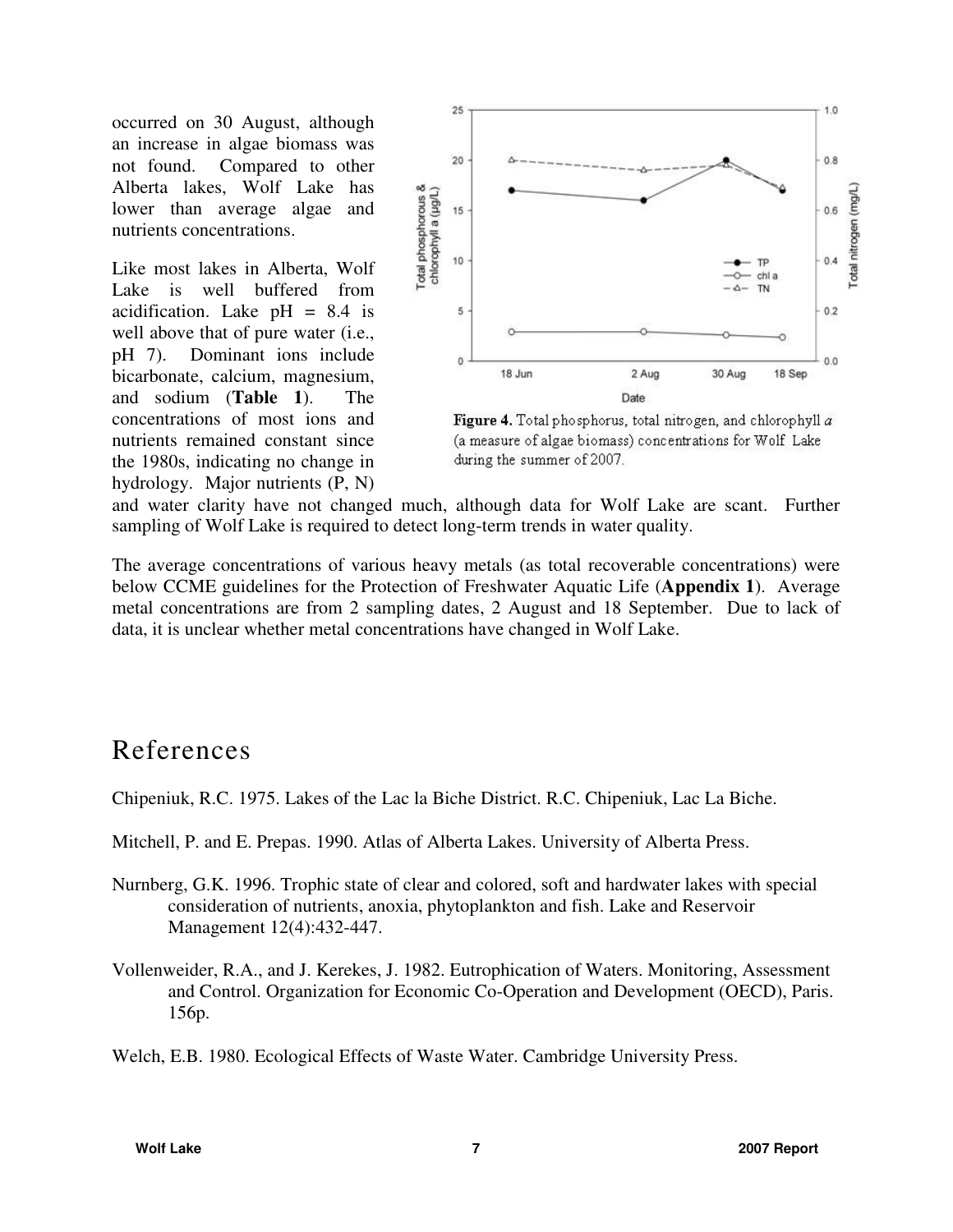occurred on 30 August, although an increase in algae biomass was not found. Compared to other Alberta lakes, Wolf Lake has lower than average algae and nutrients concentrations.

Like most lakes in Alberta, Wolf Lake is well buffered from acidification. Lake pH = 8.4 is well above that of pure water (i.e., pH 7). Dominant ions include bicarbonate, calcium, magnesium, and sodium (**Table 1**). The concentrations of most ions and nutrients remained constant since the 1980s, indicating no change in hydrology. Major nutrients (P, N) and water clarity have not changed much, although data for Wolf Lake are scant. Further sampling of Wolf Lake is required to detect long-term trends in water quality.

**Figure 4.** Total phosphorus, total nitrogen, and chlorophyll *a* (a measure of algae biomass) concentrations for Wolf Lake during the summer of 2007.

The average concentrations of various heavy metals (as total recoverable concentrations) were below CCME guidelines for the Protection of Freshwater Aquatic Life (**Appendix 1**). Average metal concentrations are from 2 sampling dates, 2 August and 18 September. Due to lack of data, it is unclear whether metal concentrations have changed in Wolf Lake.

# References

Chipeniuk, R.C. 1975. Lakes of the Lac la Biche District. R.C. Chipeniuk, Lac La Biche.

Mitchell, P. and E. Prepas. 1990. Atlas of Alberta Lakes. University of Alberta Press.

Nurnberg, G.K. 1996. Trophic state of clear and colored, soft and hardwater lakes with special consideration of nutrients, anoxia, phytoplankton and fish. Lake and Reservoir Management 12(4):432-447.

Vollenweider, R.A., and J. Kerekes, J. 1982. Eutrophication of Waters. Monitoring, Assessment and Control. Organization for Economic Co-Operation and Development (OECD), Paris. 156p.

Welch, E.B. 1980. Ecological Effects of Waste Water. Cambridge University Press.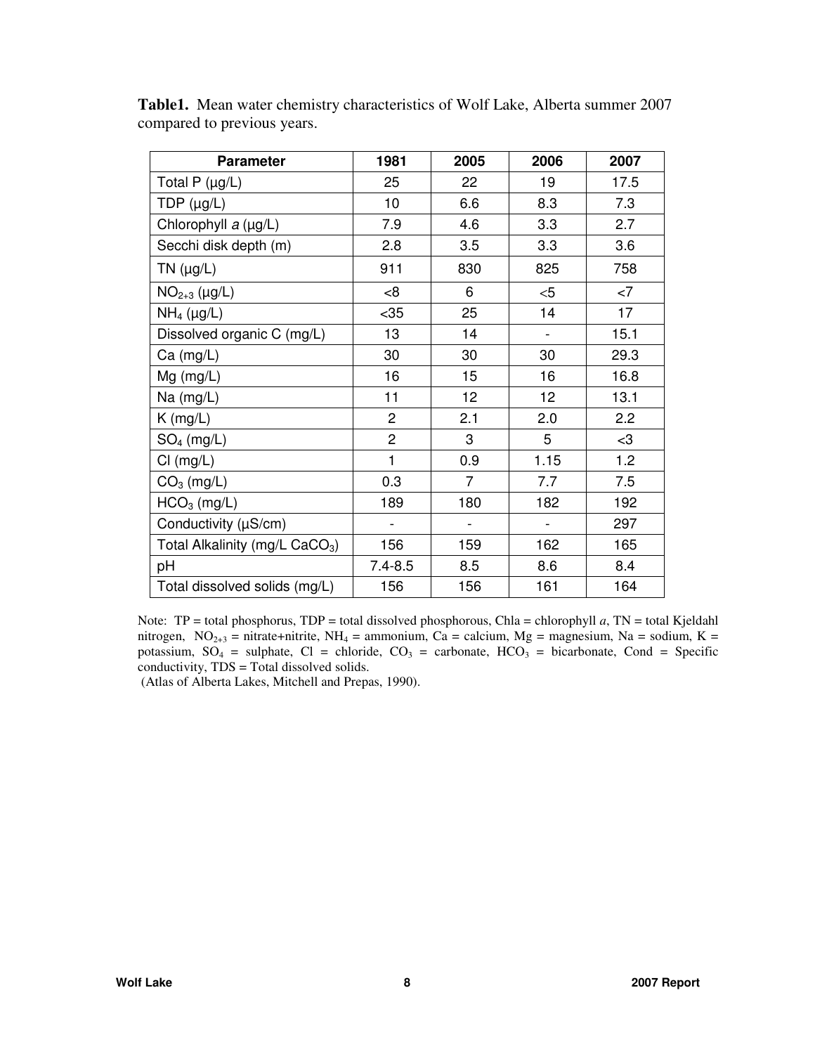**Table1.** Mean water chemistry characteristics of Wolf Lake, Alberta summer 2007 compared to previous years.

| Parameter | 1981 | 2005 | 2006 | 2007 |
|---|---|---|---|---|
| Total P (µg/L) | 25 | 22 | 19 | 17.5 |
| TDP (µg/L) | 10 | 6.6 | 8.3 | 7.3 |
| Chlorophyll *a* (µg/L) | 7.9 | 4.6 | 3.3 | 2.7 |
| Secchi disk depth (m) | 2.8 | 3.5 | 3.3 | 3.6 |
| TN (µg/L) | 911 | 830 | 825 | 758 |
| $NO_{2+3}$ (µg/L) | <8 | 6 | <5 | <7 |
| $NH_4$ (µg/L) | <35 | 25 | 14 | 17 |
| Dissolved organic C (mg/L) | 13 | 14 | - | 15.1 |
| Ca (mg/L) | 30 | 30 | 30 | 29.3 |
| Mg (mg/L) | 16 | 15 | 16 | 16.8 |
| Na (mg/L) | 11 | 12 | 12 | 13.1 |
| K (mg/L) | 2 | 2.1 | 2.0 | 2.2 |
| $SO_4$ (mg/L) | 2 | 3 | 5 | <3 |
| Cl (mg/L) | 1 | 0.9 | 1.15 | 1.2 |
| $CO_3$ (mg/L) | 0.3 | 7 | 7.7 | 7.5 |
| $HCO_3$ (mg/L) | 189 | 180 | 182 | 192 |
| Conductivity (µS/cm) | - | - | - | 297 |
| Total Alkalinity (mg/L $CaCO_3$) | 156 | 159 | 162 | 165 |
| pH | 7.4-8.5 | 8.5 | 8.6 | 8.4 |
| Total dissolved solids (mg/L) | 156 | 156 | 161 | 164 |

Note: TP = total phosphorus, TDP = total dissolved phosphorous, Chla = chlorophyll *a*, TN = total Kjeldahl nitrogen, $NO_{2+3}$ = nitrate+nitrite, $NH_4$ = ammonium, Ca = calcium, Mg = magnesium, Na = sodium, K = potassium, $SO_4$ = sulphate, Cl = chloride, $CO_3$ = carbonate, $HCO_3$ = bicarbonate, Cond = Specific conductivity, TDS = Total dissolved solids.

(Atlas of Alberta Lakes, Mitchell and Prepas, 1990).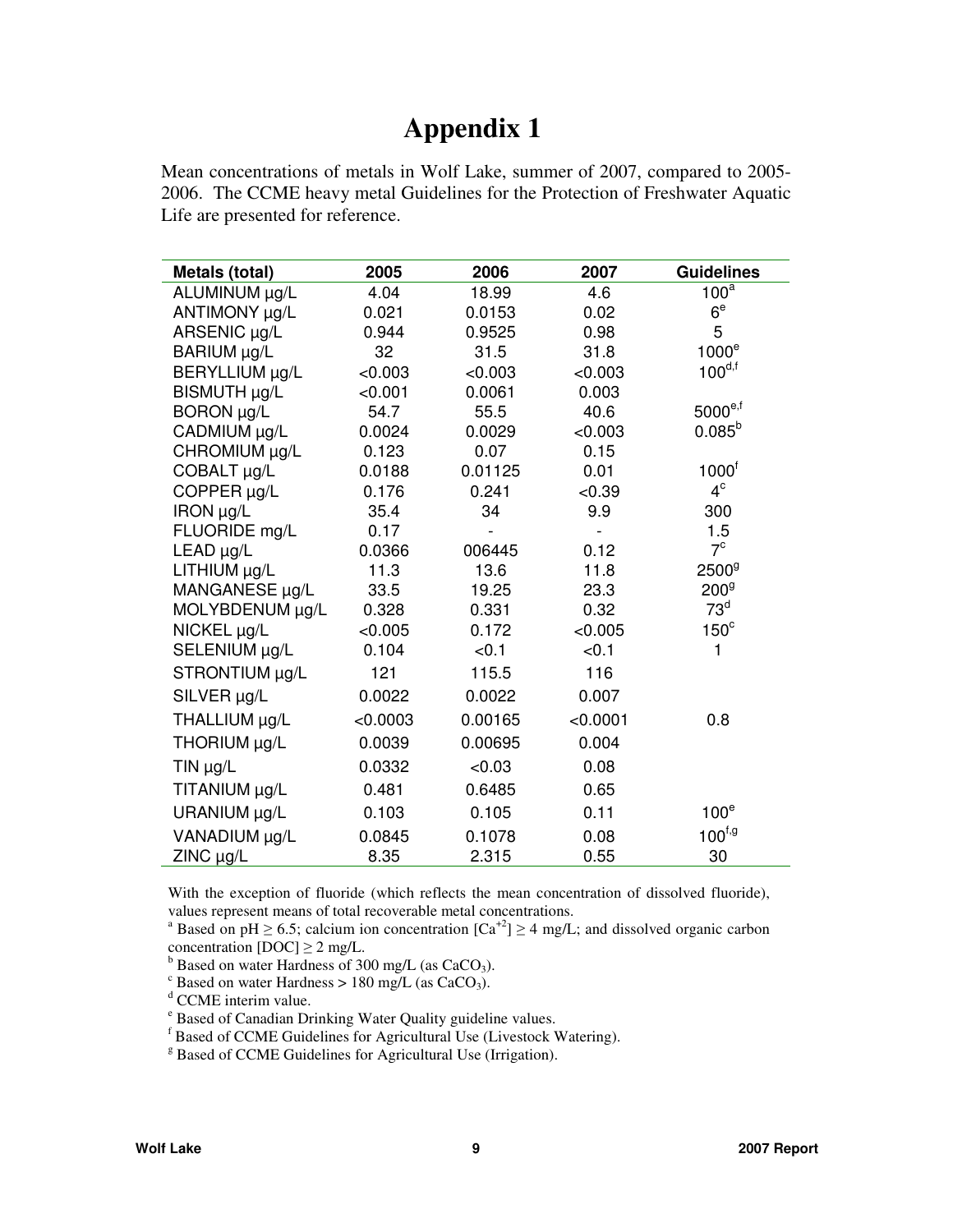# Appendix 1

Mean concentrations of metals in Wolf Lake, summer of 2007, compared to 2005-2006. The CCME heavy metal Guidelines for the Protection of Freshwater Aquatic Life are presented for reference.

| Metals (total) | 2005 | 2006 | 2007 | Guidelines |
|---|---|---|---|---|
| ALUMINUM µg/L | 4.04 | 18.99 | 4.6 | 100[a] |
| ANTIMONY µg/L | 0.021 | 0.0153 | 0.02 | 6[e] |
| ARSENIC µg/L | 0.944 | 0.9525 | 0.98 | 5 |
| BARIUM µg/L | 32 | 31.5 | 31.8 | 1000[e] |
| BERYLLIUM µg/L | <0.003 | <0.003 | <0.003 | 100[d,f] |
| BISMUTH µg/L | <0.001 | 0.0061 | 0.003 | |
| BORON µg/L | 54.7 | 55.5 | 40.6 | 5000[e,f] |
| CADMIUM µg/L | 0.0024 | 0.0029 | <0.003 | 0.085[b] |
| CHROMIUM µg/L | 0.123 | 0.07 | 0.15 | |
| COBALT µg/L | 0.0188 | 0.01125 | 0.01 | 1000[f] |
| COPPER µg/L | 0.176 | 0.241 | <0.39 | 4[c] |
| IRON µg/L | 35.4 | 34 | 9.9 | 300 |
| FLUORIDE mg/L | 0.17 | - | - | 1.5 |
| LEAD µg/L | 0.0366 | 006445 | 0.12 | 7[c] |
| LITHIUM µg/L | 11.3 | 13.6 | 11.8 | 2500[g] |
| MANGANESE µg/L | 33.5 | 19.25 | 23.3 | 200[g] |
| MOLYBDENUM µg/L | 0.328 | 0.331 | 0.32 | 73[d] |
| NICKEL µg/L | <0.005 | 0.172 | <0.005 | 150[c] |
| SELENIUM µg/L | 0.104 | <0.1 | <0.1 | 1 |
| STRONTIUM µg/L | 121 | 115.5 | 116 | |
| SILVER µg/L | 0.0022 | 0.0022 | 0.007 | |
| THALLIUM µg/L | <0.0003 | 0.00165 | <0.0001 | 0.8 |
| THORIUM µg/L | 0.0039 | 0.00695 | 0.004 | |
| TIN µg/L | 0.0332 | <0.03 | 0.08 | |
| TITANIUM µg/L | 0.481 | 0.6485 | 0.65 | |
| URANIUM µg/L | 0.103 | 0.105 | 0.11 | 100[e] |
| VANADIUM µg/L | 0.0845 | 0.1078 | 0.08 | 100[f,g] |
| ZINC µg/L | 8.35 | 2.315 | 0.55 | 30 |

With the exception of fluoride (which reflects the mean concentration of dissolved fluoride), values represent means of total recoverable metal concentrations.

[a] Based on pH ≥ 6.5; calcium ion concentration $[Ca^{+2}] \geq 4$ mg/L; and dissolved organic carbon concentration $[DOC] \geq 2$ mg/L.

[b] Based on water Hardness of 300 mg/L (as $CaCO_3$).

[c] Based on water Hardness > 180 mg/L (as $CaCO_3$).

[d] CCME interim value.

[e] Based of Canadian Drinking Water Quality guideline values.

[f] Based of CCME Guidelines for Agricultural Use (Livestock Watering).

[g] Based of CCME Guidelines for Agricultural Use (Irrigation).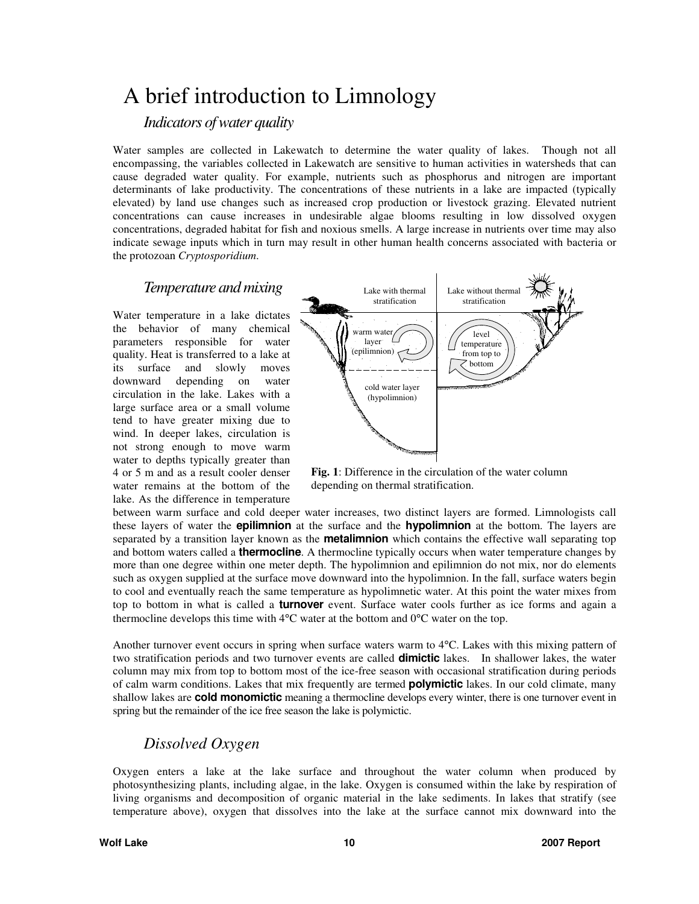# A brief introduction to Limnology

## *Indicators of water quality*

Water samples are collected in Lakewatch to determine the water quality of lakes. Though not all encompassing, the variables collected in Lakewatch are sensitive to human activities in watersheds that can cause degraded water quality. For example, nutrients such as phosphorus and nitrogen are important determinants of lake productivity. The concentrations of these nutrients in a lake are impacted (typically elevated) by land use changes such as increased crop production or livestock grazing. Elevated nutrient concentrations can cause increases in undesirable algae blooms resulting in low dissolved oxygen concentrations, degraded habitat for fish and noxious smells. A large increase in nutrients over time may also indicate sewage inputs which in turn may result in other human health concerns associated with bacteria or the protozoan *Cryptosporidium*.

## *Temperature and mixing*

Water temperature in a lake dictates the behavior of many chemical parameters responsible for water quality. Heat is transferred to a lake at its surface and slowly moves downward depending on water circulation in the lake. Lakes with a large surface area or a small volume tend to have greater mixing due to wind. In deeper lakes, circulation is not strong enough to move warm water to depths typically greater than 4 or 5 m and as a result cooler denser water remains at the bottom of the lake. As the difference in temperature between warm surface and cold deeper water increases, two distinct layers are formed. Limnologists call these layers of water the **epilimnion** at the surface and the **hypolimnion** at the bottom. The layers are separated by a transition layer known as the **metalimnion** which contains the effective wall separating top and bottom waters called a **thermocline**. A thermocline typically occurs when water temperature changes by more than one degree within one meter depth. The hypolimnion and epilimnion do not mix, nor do elements such as oxygen supplied at the surface move downward into the hypolimnion. In the fall, surface waters begin to cool and eventually reach the same temperature as hypolimnetic water. At this point the water mixes from top to bottom in what is called a **turnover** event. Surface water cools further as ice forms and again a thermocline develops this time with 4°C water at the bottom and 0°C water on the top.

**Fig. 1**: Difference in the circulation of the water column depending on thermal stratification.

Another turnover event occurs in spring when surface waters warm to 4°C. Lakes with this mixing pattern of two stratification periods and two turnover events are called **dimictic** lakes. In shallower lakes, the water column may mix from top to bottom most of the ice-free season with occasional stratification during periods of calm warm conditions. Lakes that mix frequently are termed **polymictic** lakes. In our cold climate, many shallow lakes are **cold monomictic** meaning a thermocline develops every winter, there is one turnover event in spring but the remainder of the ice free season the lake is polymictic.

## *Dissolved Oxygen*

Oxygen enters a lake at the lake surface and throughout the water column when produced by photosynthesizing plants, including algae, in the lake. Oxygen is consumed within the lake by respiration of living organisms and decomposition of organic material in the lake sediments. In lakes that stratify (see temperature above), oxygen that dissolves into the lake at the surface cannot mix downward into the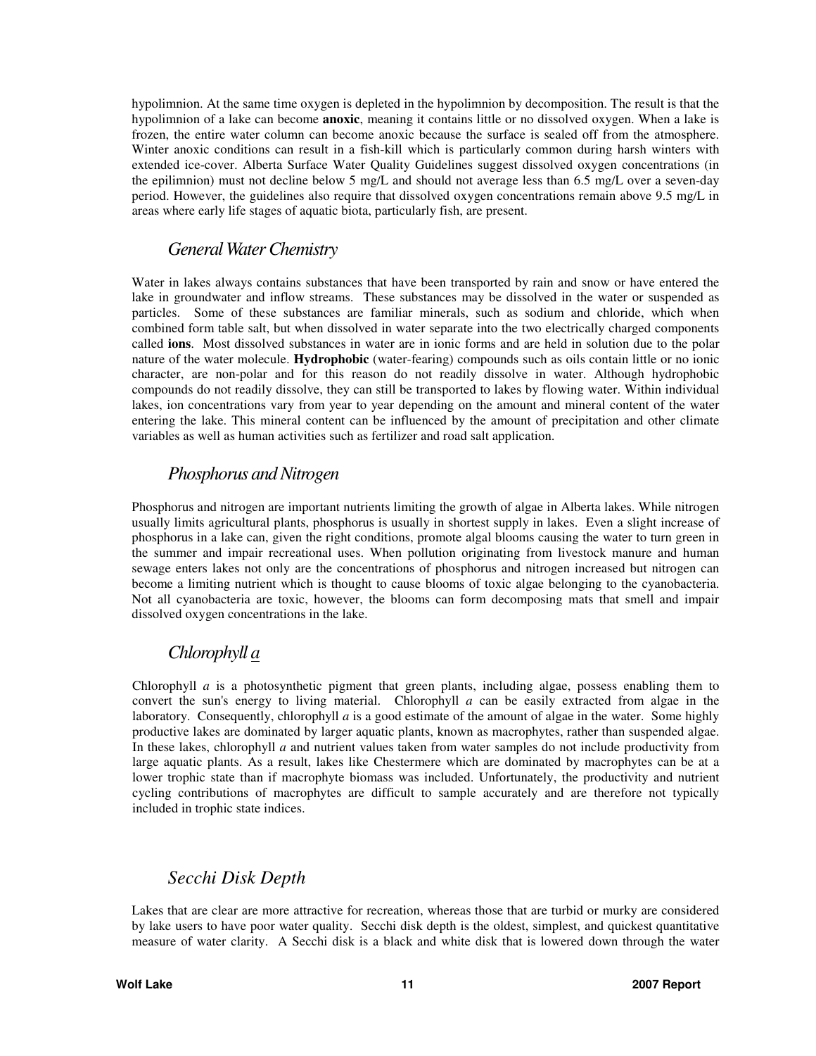hypolimnion. At the same time oxygen is depleted in the hypolimnion by decomposition. The result is that the hypolimnion of a lake can become **anoxic**, meaning it contains little or no dissolved oxygen. When a lake is frozen, the entire water column can become anoxic because the surface is sealed off from the atmosphere. Winter anoxic conditions can result in a fish-kill which is particularly common during harsh winters with extended ice-cover. Alberta Surface Water Quality Guidelines suggest dissolved oxygen concentrations (in the epilimnion) must not decline below 5 mg/L and should not average less than 6.5 mg/L over a seven-day period. However, the guidelines also require that dissolved oxygen concentrations remain above 9.5 mg/L in areas where early life stages of aquatic biota, particularly fish, are present.

## *General Water Chemistry*

Water in lakes always contains substances that have been transported by rain and snow or have entered the lake in groundwater and inflow streams. These substances may be dissolved in the water or suspended as particles. Some of these substances are familiar minerals, such as sodium and chloride, which when combined form table salt, but when dissolved in water separate into the two electrically charged components called **ions**. Most dissolved substances in water are in ionic forms and are held in solution due to the polar nature of the water molecule. **Hydrophobic** (water-fearing) compounds such as oils contain little or no ionic character, are non-polar and for this reason do not readily dissolve in water. Although hydrophobic compounds do not readily dissolve, they can still be transported to lakes by flowing water. Within individual lakes, ion concentrations vary from year to year depending on the amount and mineral content of the water entering the lake. This mineral content can be influenced by the amount of precipitation and other climate variables as well as human activities such as fertilizer and road salt application.

## *Phosphorus and Nitrogen*

Phosphorus and nitrogen are important nutrients limiting the growth of algae in Alberta lakes. While nitrogen usually limits agricultural plants, phosphorus is usually in shortest supply in lakes. Even a slight increase of phosphorus in a lake can, given the right conditions, promote algal blooms causing the water to turn green in the summer and impair recreational uses. When pollution originating from livestock manure and human sewage enters lakes not only are the concentrations of phosphorus and nitrogen increased but nitrogen can become a limiting nutrient which is thought to cause blooms of toxic algae belonging to the cyanobacteria. Not all cyanobacteria are toxic, however, the blooms can form decomposing mats that smell and impair dissolved oxygen concentrations in the lake.

## *Chlorophyll a*

Chlorophyll *a* is a photosynthetic pigment that green plants, including algae, possess enabling them to convert the sun's energy to living material. Chlorophyll *a* can be easily extracted from algae in the laboratory. Consequently, chlorophyll *a* is a good estimate of the amount of algae in the water. Some highly productive lakes are dominated by larger aquatic plants, known as macrophytes, rather than suspended algae. In these lakes, chlorophyll *a* and nutrient values taken from water samples do not include productivity from large aquatic plants. As a result, lakes like Chestermere which are dominated by macrophytes can be at a lower trophic state than if macrophyte biomass was included. Unfortunately, the productivity and nutrient cycling contributions of macrophytes are difficult to sample accurately and are therefore not typically included in trophic state indices.

## *Secchi Disk Depth*

Lakes that are clear are more attractive for recreation, whereas those that are turbid or murky are considered by lake users to have poor water quality. Secchi disk depth is the oldest, simplest, and quickest quantitative measure of water clarity. A Secchi disk is a black and white disk that is lowered down through the water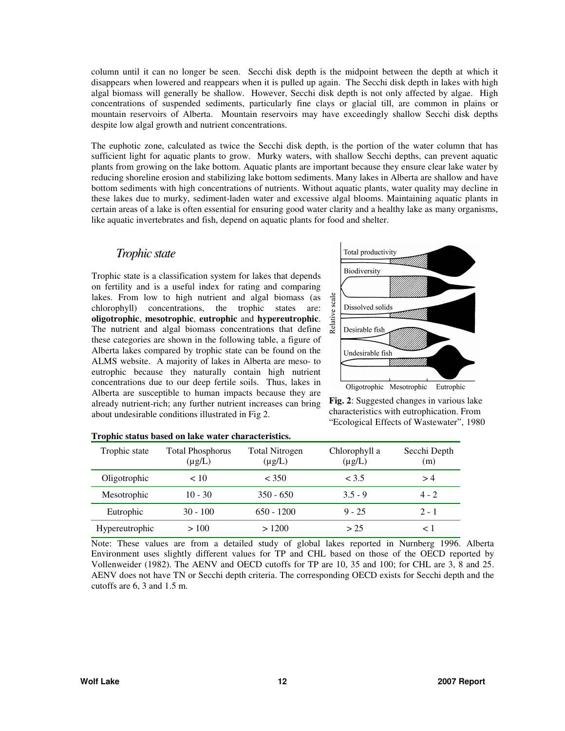column until it can no longer be seen. Secchi disk depth is the midpoint between the depth at which it disappears when lowered and reappears when it is pulled up again. The Secchi disk depth in lakes with high algal biomass will generally be shallow. However, Secchi disk depth is not only affected by algae. High concentrations of suspended sediments, particularly fine clays or glacial till, are common in plains or mountain reservoirs of Alberta. Mountain reservoirs may have exceedingly shallow Secchi disk depths despite low algal growth and nutrient concentrations.

The euphotic zone, calculated as twice the Secchi disk depth, is the portion of the water column that has sufficient light for aquatic plants to grow. Murky waters, with shallow Secchi depths, can prevent aquatic plants from growing on the lake bottom. Aquatic plants are important because they ensure clear lake water by reducing shoreline erosion and stabilizing lake bottom sediments. Many lakes in Alberta are shallow and have bottom sediments with high concentrations of nutrients. Without aquatic plants, water quality may decline in these lakes due to murky, sediment-laden water and excessive algal blooms. Maintaining aquatic plants in certain areas of a lake is often essential for ensuring good water clarity and a healthy lake as many organisms, like aquatic invertebrates and fish, depend on aquatic plants for food and shelter.

## *Trophic state*

Trophic state is a classification system for lakes that depends on fertility and is a useful index for rating and comparing lakes. From low to high nutrient and algal biomass (as chlorophyll) concentrations, the trophic states are: **oligotrophic**, **mesotrophic**, **eutrophic** and **hypereutrophic**. The nutrient and algal biomass concentrations that define these categories are shown in the following table, a figure of Alberta lakes compared by trophic state can be found on the ALMS website. A majority of lakes in Alberta are meso- to eutrophic because they naturally contain high nutrient concentrations due to our deep fertile soils. Thus, lakes in Alberta are susceptible to human impacts because they are already nutrient-rich; any further nutrient increases can bring about undesirable conditions illustrated in Fig 2.

Total productivity
Biodiversity
Dissolved solids
Desirable fish
Undesirable fish
Relative scale
Oligotrophic Mesotrophic Eutrophic

**Fig. 2**: Suggested changes in various lake characteristics with eutrophication. From "Ecological Effects of Wastewater", 1980

**Trophic status based on lake water characteristics.**

| Trophic state | Total Phosphorus (µg/L) | Total Nitrogen (µg/L) | Chlorophyll a (µg/L) | Secchi Depth (m) |
|---|---|---|---|---|
| Oligotrophic | < 10 | < 350 | < 3.5 | > 4 |
| Mesotrophic | 10 - 30 | 350 - 650 | 3.5 - 9 | 4 - 2 |
| Eutrophic | 30 - 100 | 650 - 1200 | 9 - 25 | 2 - 1 |
| Hypereutrophic | > 100 | > 1200 | > 25 | < 1 |

Note: These values are from a detailed study of global lakes reported in Nurnberg 1996. Alberta Environment uses slightly different values for TP and CHL based on those of the OECD reported by Vollenweider (1982). The AENV and OECD cutoffs for TP are 10, 35 and 100; for CHL are 3, 8 and 25. AENV does not have TN or Secchi depth criteria. The corresponding OECD exists for Secchi depth and the cutoffs are 6, 3 and 1.5 m.